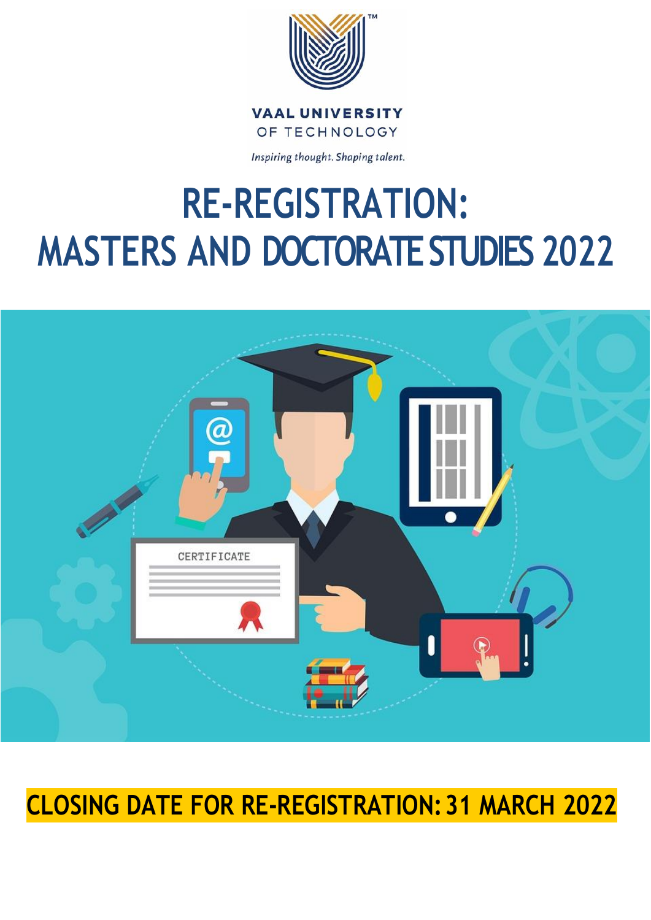VAAL UNIVERSITY
OF TECHNOLOGY

*Inspiring thought. Shaping talent.*

# RE-REGISTRATION: MASTERS AND DOCTORATE STUDIES 2022

**CLOSING DATE FOR RE-REGISTRATION: 31 MARCH 2022**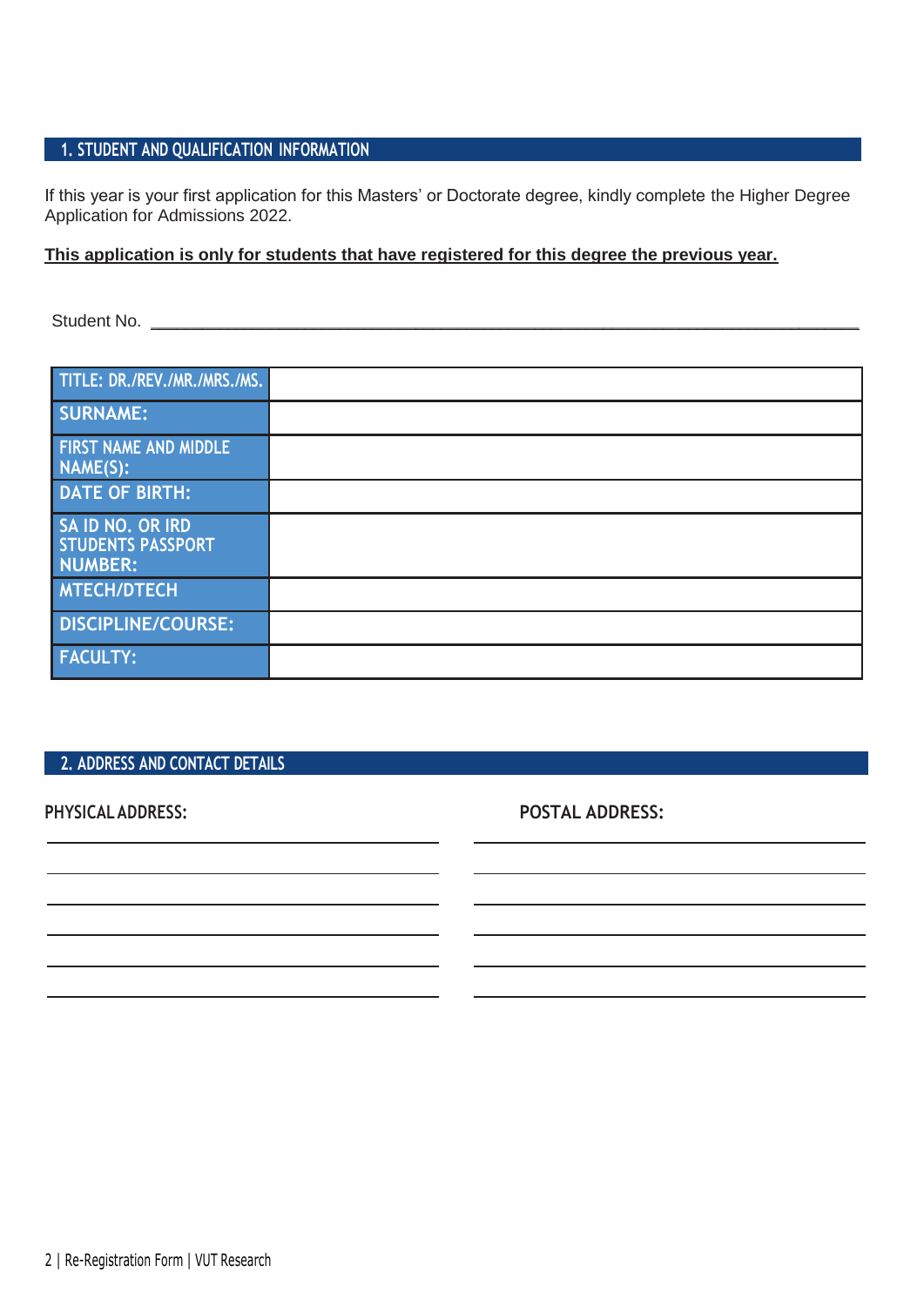## 1. STUDENT AND QUALIFICATION INFORMATION

If this year is your first application for this Masters' or Doctorate degree, kindly complete the Higher Degree Application for Admissions 2022.

**<u>This application is only for students that have registered for this degree the previous year.</u>**

Student No. ___________________________________________________________

| TITLE: DR./REV./MR./MRS./MS. | |
|---|---|
| SURNAME: | |
| FIRST NAME AND MIDDLE NAME(S): | |
| DATE OF BIRTH: | |
| SA ID NO. OR IRD STUDENTS PASSPORT NUMBER: | |
| MTECH/DTECH | |
| DISCIPLINE/COURSE: | |
| FACULTY: | |

## 2. ADDRESS AND CONTACT DETAILS

**PHYSICAL ADDRESS:**

______________________________

______________________________

______________________________

______________________________

______________________________

______________________________

**POSTAL ADDRESS:**

______________________________

______________________________

______________________________

______________________________

______________________________

______________________________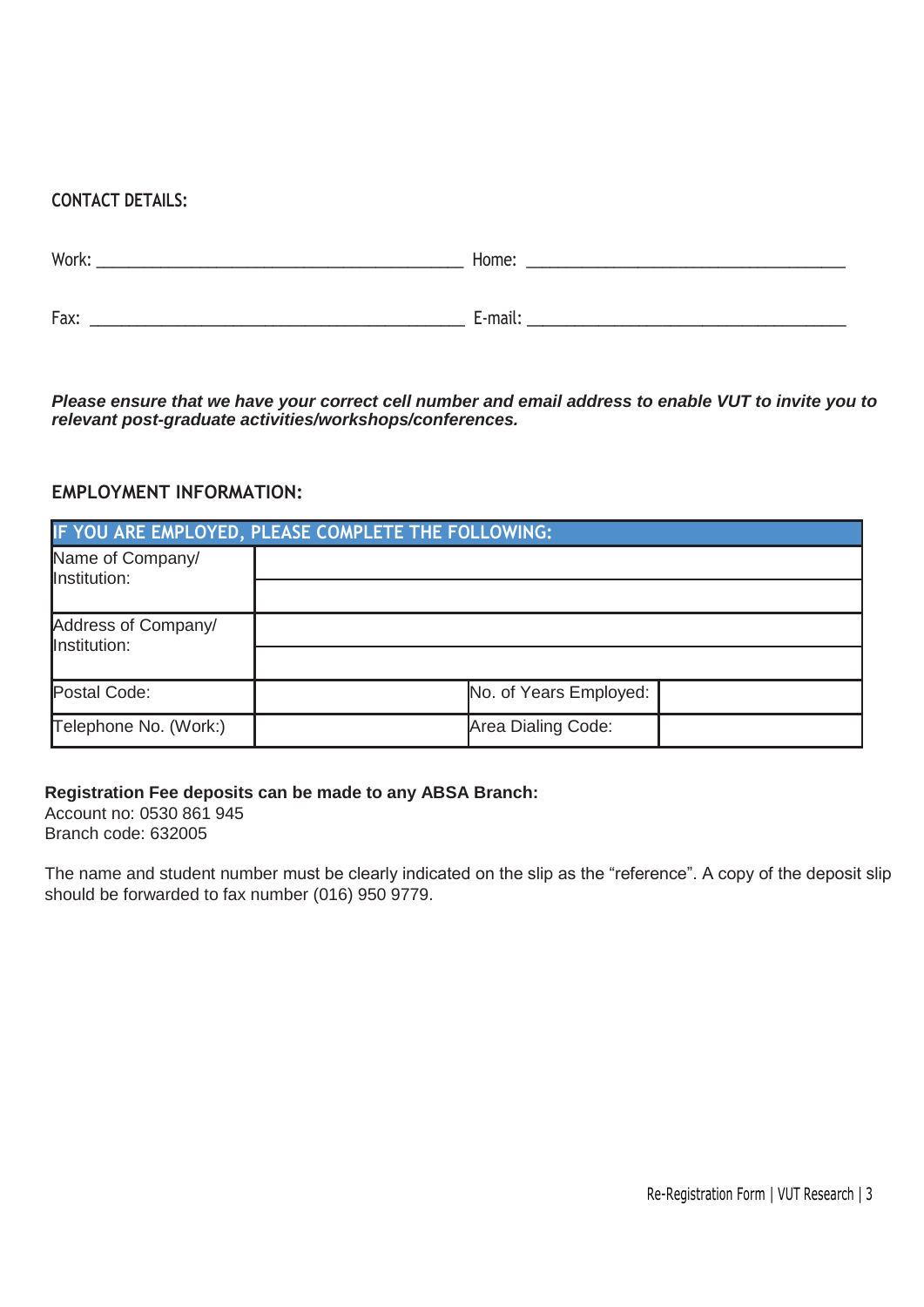## CONTACT DETAILS:

Work: ______________________________ Home: ______________________________

Fax: ______________________________ E-mail: ______________________________

***Please ensure that we have your correct cell number and email address to enable VUT to invite you to relevant post-graduate activities/workshops/conferences.***

## EMPLOYMENT INFORMATION:

| IF YOU ARE EMPLOYED, PLEASE COMPLETE THE FOLLOWING: | | | |
|---|---|---|---|
| Name of Company/ Institution: | | | |
| | | | |
| Address of Company/ Institution: | | | |
| | | | |
| Postal Code: | | No. of Years Employed: | |
| Telephone No. (Work:) | | Area Dialing Code: | |

**Registration Fee deposits can be made to any ABSA Branch:**
Account no: 0530 861 945
Branch code: 632005

The name and student number must be clearly indicated on the slip as the “reference”. A copy of the deposit slip should be forwarded to fax number (016) 950 9779.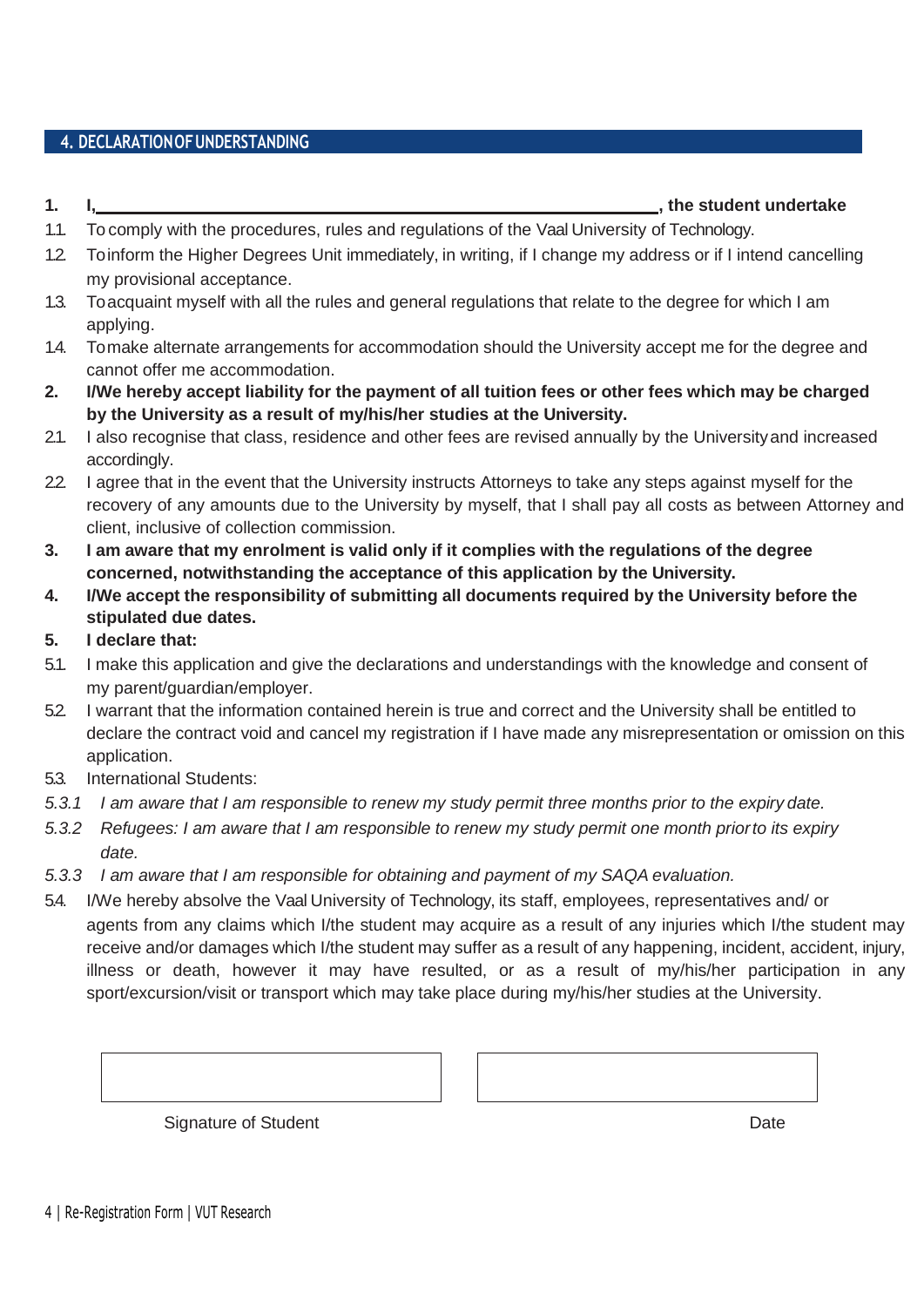## 4. DECLARATION OF UNDERSTANDING

**1. I,\_\_\_\_\_\_\_\_\_\_\_\_\_\_\_\_\_\_\_\_\_\_\_\_\_\_\_\_\_\_\_\_\_\_\_\_\_\_\_\_\_\_\_\_\_\_\_\_\_\_\_\_\_\_\_\_\_\_\_\_, the student undertake**

1.1. To comply with the procedures, rules and regulations of the Vaal University of Technology.

1.2. To inform the Higher Degrees Unit immediately, in writing, if I change my address or if I intend cancelling my provisional acceptance.

1.3. To acquaint myself with all the rules and general regulations that relate to the degree for which I am applying.

1.4. To make alternate arrangements for accommodation should the University accept me for the degree and cannot offer me accommodation.

**2. I/We hereby accept liability for the payment of all tuition fees or other fees which may be charged by the University as a result of my/his/her studies at the University.**

2.1. I also recognise that class, residence and other fees are revised annually by the University and increased accordingly.

2.2. I agree that in the event that the University instructs Attorneys to take any steps against myself for the recovery of any amounts due to the University by myself, that I shall pay all costs as between Attorney and client, inclusive of collection commission.

**3. I am aware that my enrolment is valid only if it complies with the regulations of the degree concerned, notwithstanding the acceptance of this application by the University.**

**4. I/We accept the responsibility of submitting all documents required by the University before the stipulated due dates.**

**5. I declare that:**

5.1. I make this application and give the declarations and understandings with the knowledge and consent of my parent/guardian/employer.

5.2. I warrant that the information contained herein is true and correct and the University shall be entitled to declare the contract void and cancel my registration if I have made any misrepresentation or omission on this application.

5.3. International Students:

*5.3.1 I am aware that I am responsible to renew my study permit three months prior to the expiry date.*

*5.3.2 Refugees: I am aware that I am responsible to renew my study permit one month prior to its expiry date.*

*5.3.3 I am aware that I am responsible for obtaining and payment of my SAQA evaluation.*

5.4. I/We hereby absolve the Vaal University of Technology, its staff, employees, representatives and/ or agents from any claims which I/the student may acquire as a result of any injuries which I/the student may receive and/or damages which I/the student may suffer as a result of any happening, incident, accident, injury, illness or death, however it may have resulted, or as a result of my/his/her participation in any sport/excursion/visit or transport which may take place during my/his/her studies at the University.

| Signature of Student | Date |
|---|---|
| | |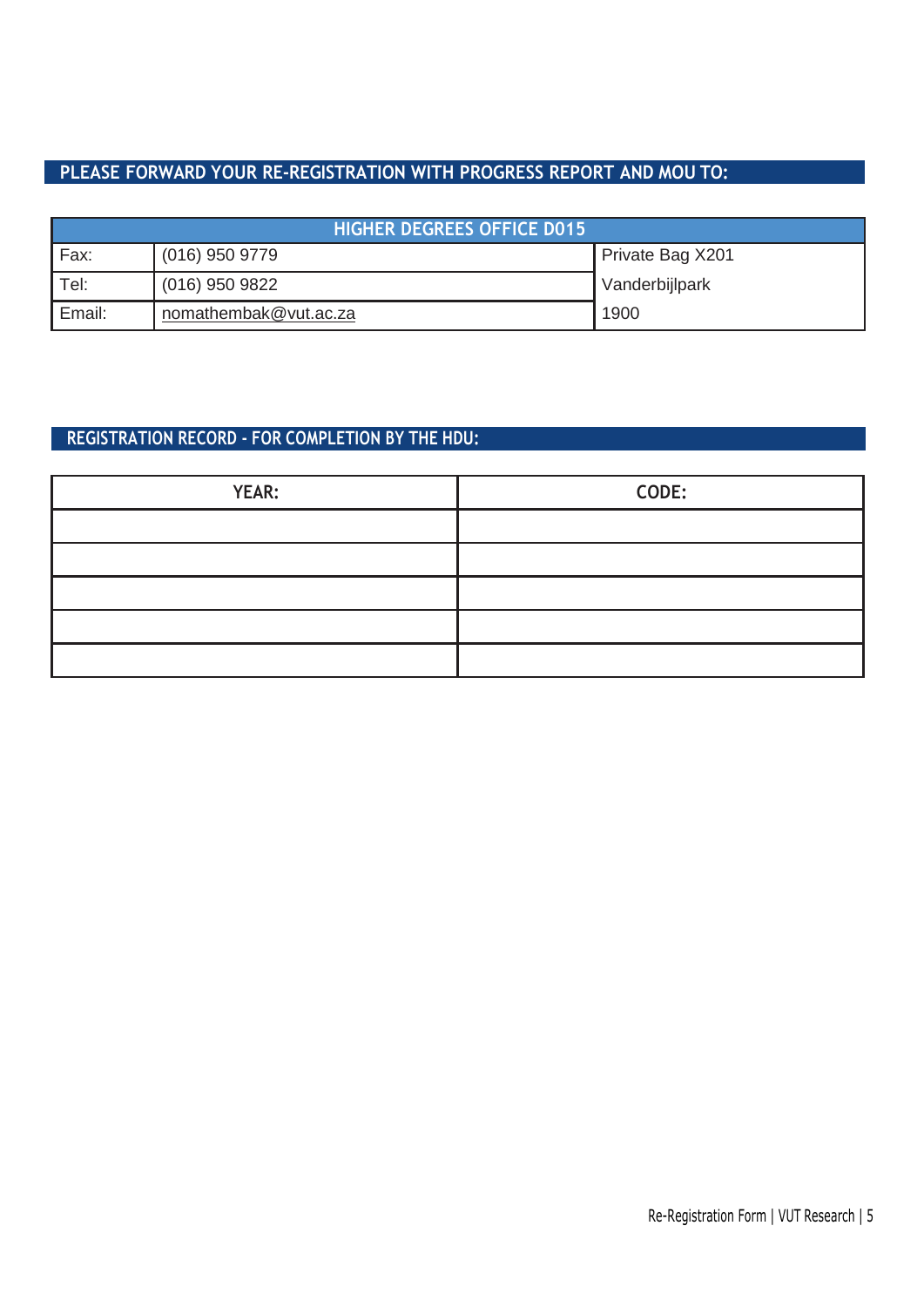## PLEASE FORWARD YOUR RE-REGISTRATION WITH PROGRESS REPORT AND MOU TO:

| HIGHER DEGREES OFFICE D015 | | |
|---|---|---|
| Fax: | (016) 950 9779 | Private Bag X201 |
| Tel: | (016) 950 9822 | Vanderbijlpark |
| Email: | nomathembak@vut.ac.za | 1900 |

## REGISTRATION RECORD - FOR COMPLETION BY THE HDU:

| YEAR: | CODE: |
|---|---|
| | |
| | |
| | |
| | |
| | |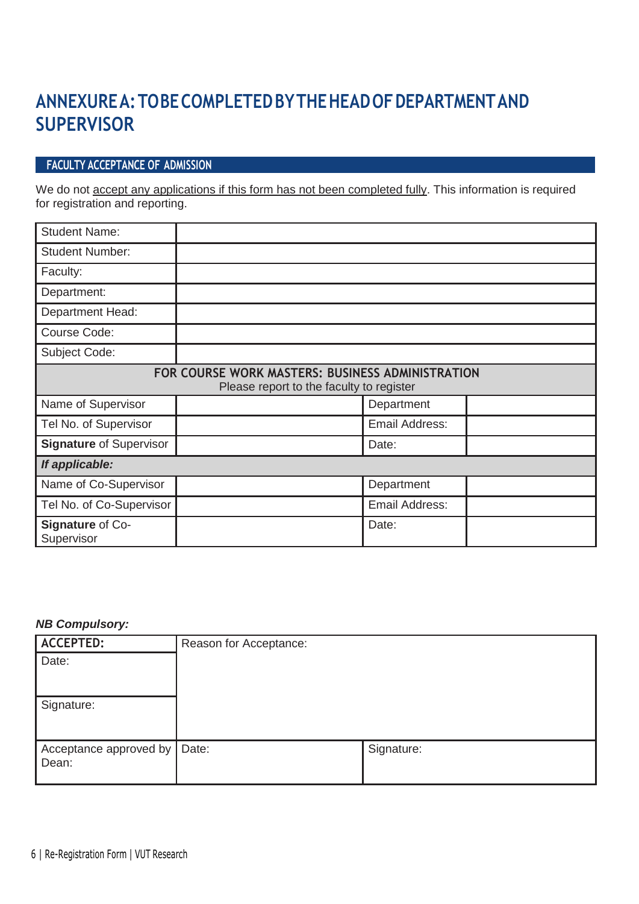# ANNEXURE A: TO BE COMPLETED BY THE HEAD OF DEPARTMENT AND SUPERVISOR

## FACULTY ACCEPTANCE OF ADMISSION

We do not accept any applications if this form has not been completed fully. This information is required for registration and reporting.

| Student Name: | | | |
|---|---|---|---|
| Student Number: | | | |
| Faculty: | | | |
| Department: | | | |
| Department Head: | | | |
| Course Code: | | | |
| Subject Code: | | | |
| **FOR COURSE WORK MASTERS: BUSINESS ADMINISTRATION** Please report to the faculty to register | | | |
| Name of Supervisor | | Department | |
| Tel No. of Supervisor | | Email Address: | |
| **Signature** of Supervisor | | Date: | |
| ***If applicable:*** | | | |
| Name of Co-Supervisor | | Department | |
| Tel No. of Co-Supervisor | | Email Address: | |
| **Signature** of Co-Supervisor | | Date: | |

***NB Compulsory:***

| **ACCEPTED:** | Reason for Acceptance: | |
|---|---|---|
| Date: | | |
| Signature: | | |
| Acceptance approved by Dean: | Date: | Signature: |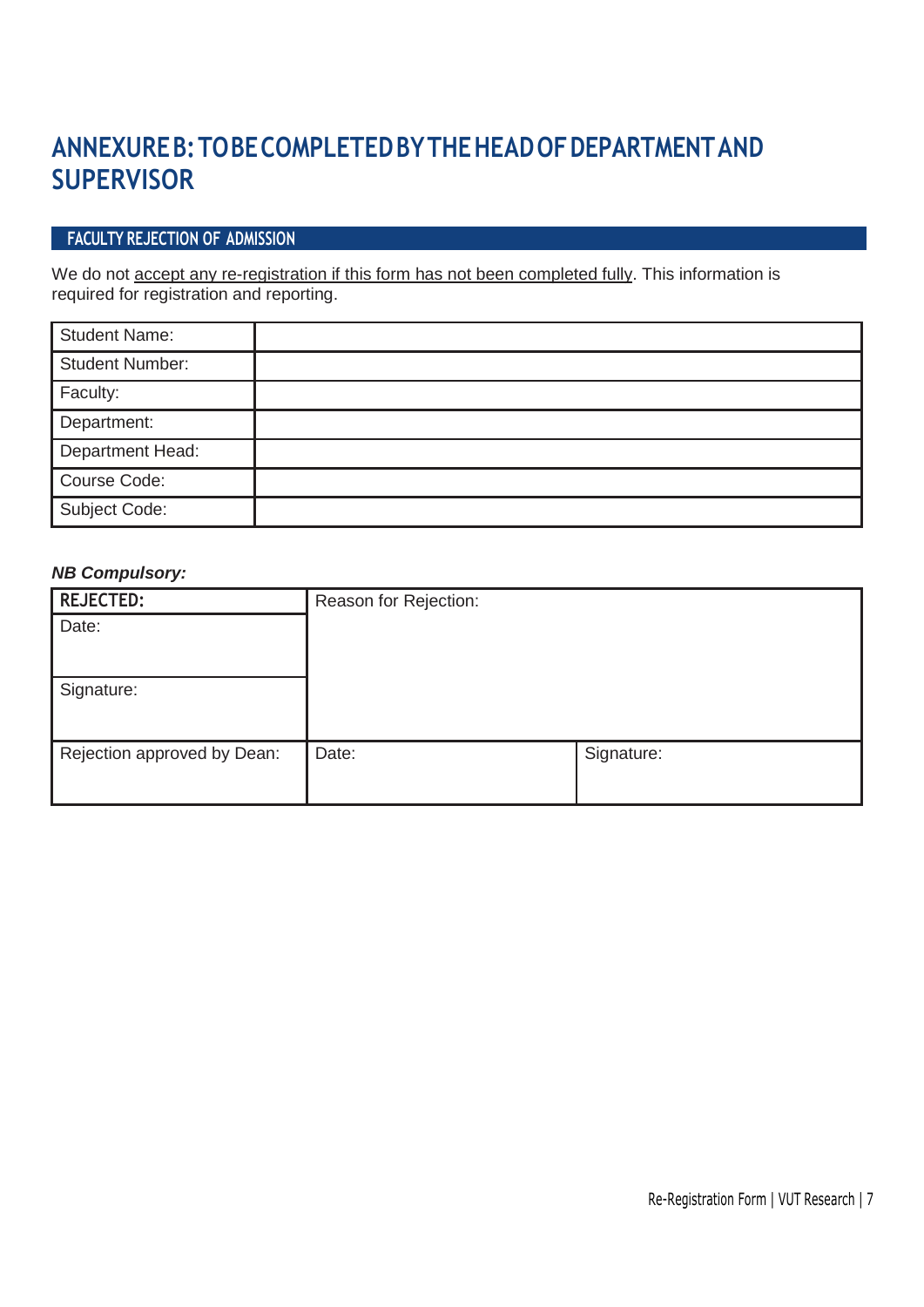# ANNEXURE B: TO BE COMPLETED BY THE HEAD OF DEPARTMENT AND SUPERVISOR

## FACULTY REJECTION OF ADMISSION

We do not accept any re-registration if this form has not been completed fully. This information is required for registration and reporting.

| Student Name: | |
|---|---|
| Student Number: | |
| Faculty: | |
| Department: | |
| Department Head: | |
| Course Code: | |
| Subject Code: | |

***NB Compulsory:***

| **REJECTED:** | Reason for Rejection: | |
|---|---|---|
| Date: | | |
| Signature: | | |
| Rejection approved by Dean: | Date: | Signature: |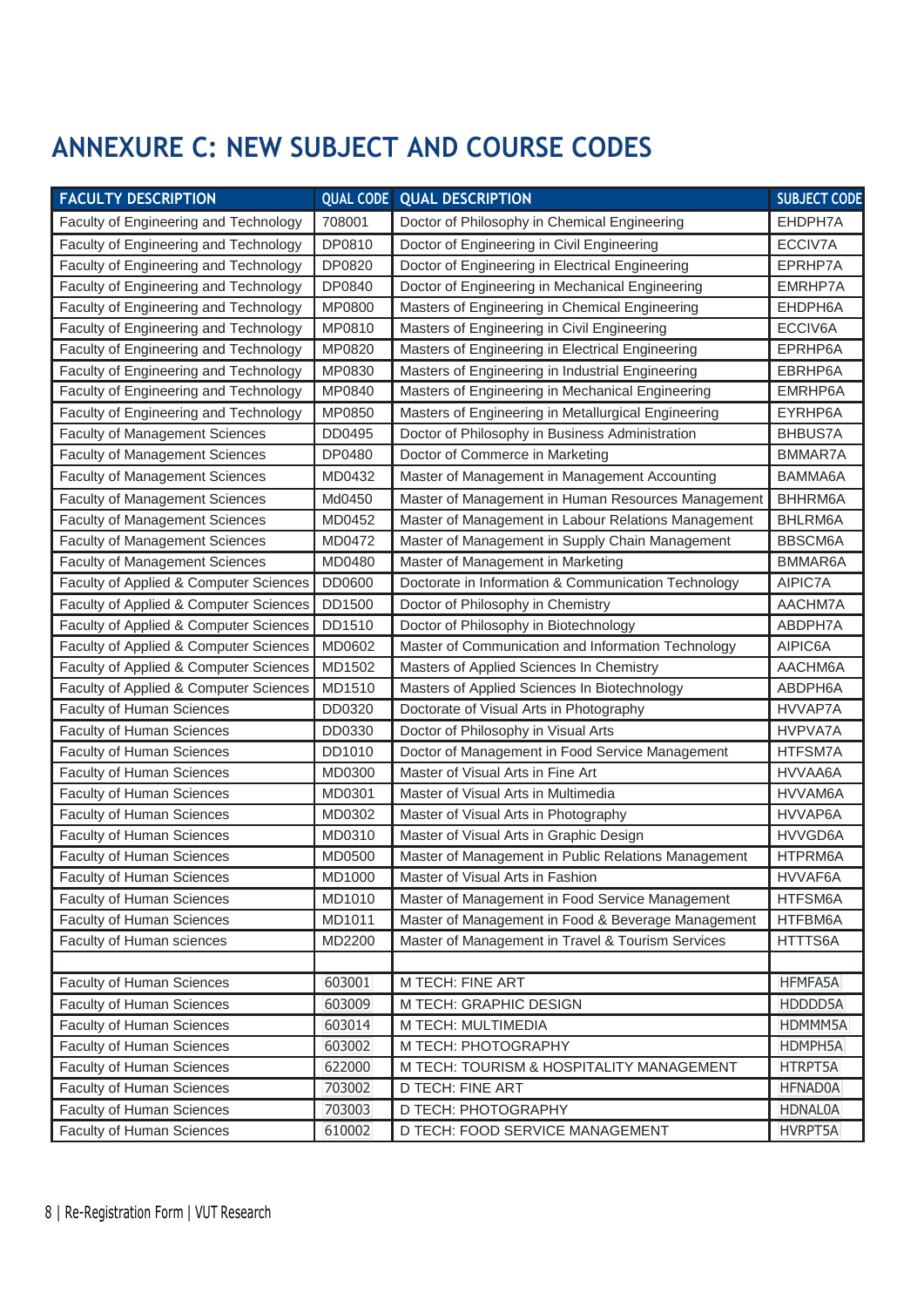## ANNEXURE C: NEW SUBJECT AND COURSE CODES

| FACULTY DESCRIPTION | QUAL CODE | QUAL DESCRIPTION | SUBJECT CODE |
|---|---|---|---|
| Faculty of Engineering and Technology | 708001 | Doctor of Philosophy in Chemical Engineering | EHDPH7A |
| Faculty of Engineering and Technology | DP0810 | Doctor of Engineering in Civil Engineering | ECCIV7A |
| Faculty of Engineering and Technology | DP0820 | Doctor of Engineering in Electrical Engineering | EPRHP7A |
| Faculty of Engineering and Technology | DP0840 | Doctor of Engineering in Mechanical Engineering | EMRHP7A |
| Faculty of Engineering and Technology | MP0800 | Masters of Engineering in Chemical Engineering | EHDPH6A |
| Faculty of Engineering and Technology | MP0810 | Masters of Engineering in Civil Engineering | ECCIV6A |
| Faculty of Engineering and Technology | MP0820 | Masters of Engineering in Electrical Engineering | EPRHP6A |
| Faculty of Engineering and Technology | MP0830 | Masters of Engineering in Industrial Engineering | EBRHP6A |
| Faculty of Engineering and Technology | MP0840 | Masters of Engineering in Mechanical Engineering | EMRHP6A |
| Faculty of Engineering and Technology | MP0850 | Masters of Engineering in Metallurgical Engineering | EYRHP6A |
| Faculty of Management Sciences | DD0495 | Doctor of Philosophy in Business Administration | BHBUS7A |
| Faculty of Management Sciences | DP0480 | Doctor of Commerce in Marketing | BMMAR7A |
| Faculty of Management Sciences | MD0432 | Master of Management in Management Accounting | BAMMA6A |
| Faculty of Management Sciences | Md0450 | Master of Management in Human Resources Management | BHHRM6A |
| Faculty of Management Sciences | MD0452 | Master of Management in Labour Relations Management | BHLRM6A |
| Faculty of Management Sciences | MD0472 | Master of Management in Supply Chain Management | BBSCM6A |
| Faculty of Management Sciences | MD0480 | Master of Management in Marketing | BMMAR6A |
| Faculty of Applied & Computer Sciences | DD0600 | Doctorate in Information & Communication Technology | AIPIC7A |
| Faculty of Applied & Computer Sciences | DD1500 | Doctor of Philosophy in Chemistry | AACHM7A |
| Faculty of Applied & Computer Sciences | DD1510 | Doctor of Philosophy in Biotechnology | ABDPH7A |
| Faculty of Applied & Computer Sciences | MD0602 | Master of Communication and Information Technology | AIPIC6A |
| Faculty of Applied & Computer Sciences | MD1502 | Masters of Applied Sciences In Chemistry | AACHM6A |
| Faculty of Applied & Computer Sciences | MD1510 | Masters of Applied Sciences In Biotechnology | ABDPH6A |
| Faculty of Human Sciences | DD0320 | Doctorate of Visual Arts in Photography | HVVAP7A |
| Faculty of Human Sciences | DD0330 | Doctor of Philosophy in Visual Arts | HVPVA7A |
| Faculty of Human Sciences | DD1010 | Doctor of Management in Food Service Management | HTFSM7A |
| Faculty of Human Sciences | MD0300 | Master of Visual Arts in Fine Art | HVVAA6A |
| Faculty of Human Sciences | MD0301 | Master of Visual Arts in Multimedia | HVVAM6A |
| Faculty of Human Sciences | MD0302 | Master of Visual Arts in Photography | HVVAP6A |
| Faculty of Human Sciences | MD0310 | Master of Visual Arts in Graphic Design | HVVGD6A |
| Faculty of Human Sciences | MD0500 | Master of Management in Public Relations Management | HTPRM6A |
| Faculty of Human Sciences | MD1000 | Master of Visual Arts in Fashion | HVVAF6A |
| Faculty of Human Sciences | MD1010 | Master of Management in Food Service Management | HTFSM6A |
| Faculty of Human Sciences | MD1011 | Master of Management in Food & Beverage Management | HTFBM6A |
| Faculty of Human sciences | MD2200 | Master of Management in Travel & Tourism Services | HTTTS6A |
| | | | |
| Faculty of Human Sciences | 603001 | M TECH: FINE ART | HFMFA5A |
| Faculty of Human Sciences | 603009 | M TECH: GRAPHIC DESIGN | HDDDD5A |
| Faculty of Human Sciences | 603014 | M TECH: MULTIMEDIA | HDMMM5A |
| Faculty of Human Sciences | 603002 | M TECH: PHOTOGRAPHY | HDMPH5A |
| Faculty of Human Sciences | 622000 | M TECH: TOURISM & HOSPITALITY MANAGEMENT | HTRPT5A |
| Faculty of Human Sciences | 703002 | D TECH: FINE ART | HFNAD0A |
| Faculty of Human Sciences | 703003 | D TECH: PHOTOGRAPHY | HDNAL0A |
| Faculty of Human Sciences | 610002 | D TECH: FOOD SERVICE MANAGEMENT | HVRPT5A |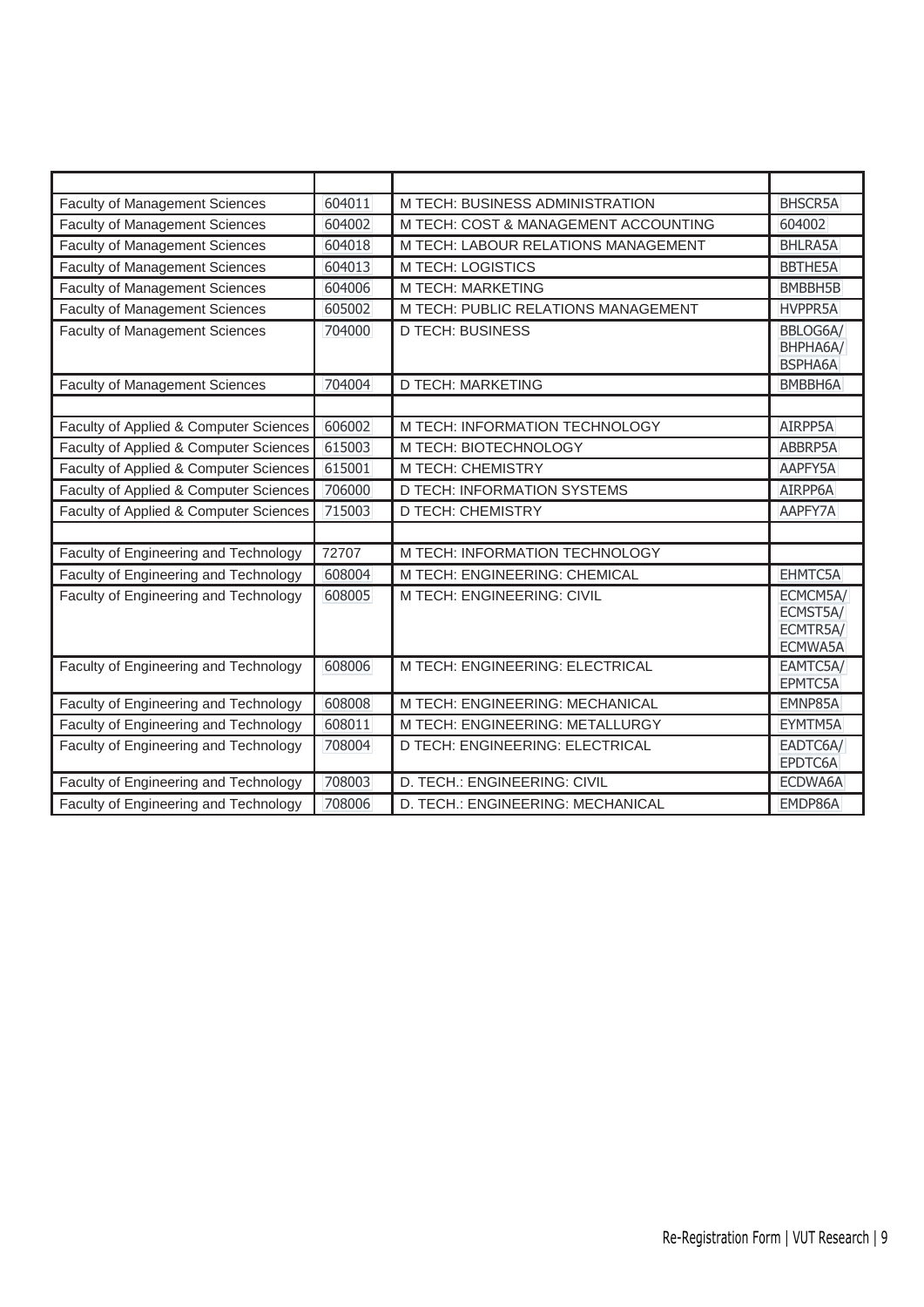| | | | |
|---|---|---|---|
| Faculty of Management Sciences | 604011 | M TECH: BUSINESS ADMINISTRATION | BHSCR5A |
| Faculty of Management Sciences | 604002 | M TECH: COST & MANAGEMENT ACCOUNTING | 604002 |
| Faculty of Management Sciences | 604018 | M TECH: LABOUR RELATIONS MANAGEMENT | BHLRA5A |
| Faculty of Management Sciences | 604013 | M TECH: LOGISTICS | BBTHE5A |
| Faculty of Management Sciences | 604006 | M TECH: MARKETING | BMBBH5B |
| Faculty of Management Sciences | 605002 | M TECH: PUBLIC RELATIONS MANAGEMENT | HVPPR5A |
| Faculty of Management Sciences | 704000 | D TECH: BUSINESS | BBLOG6A/ BHPHA6A/ BSPHA6A |
| Faculty of Management Sciences | 704004 | D TECH: MARKETING | BMBBH6A |
| | | | |
| Faculty of Applied & Computer Sciences | 606002 | M TECH: INFORMATION TECHNOLOGY | AIRPP5A |
| Faculty of Applied & Computer Sciences | 615003 | M TECH: BIOTECHNOLOGY | ABBRP5A |
| Faculty of Applied & Computer Sciences | 615001 | M TECH: CHEMISTRY | AAPFY5A |
| Faculty of Applied & Computer Sciences | 706000 | D TECH: INFORMATION SYSTEMS | AIRPP6A |
| Faculty of Applied & Computer Sciences | 715003 | D TECH: CHEMISTRY | AAPFY7A |
| | | | |
| Faculty of Engineering and Technology | 72707 | M TECH: INFORMATION TECHNOLOGY | |
| Faculty of Engineering and Technology | 608004 | M TECH: ENGINEERING: CHEMICAL | EHMTC5A |
| Faculty of Engineering and Technology | 608005 | M TECH: ENGINEERING: CIVIL | ECMCM5A/ ECMST5A/ ECMTR5A/ ECMWA5A |
| Faculty of Engineering and Technology | 608006 | M TECH: ENGINEERING: ELECTRICAL | EAMTC5A/ EPMTC5A |
| Faculty of Engineering and Technology | 608008 | M TECH: ENGINEERING: MECHANICAL | EMNP85A |
| Faculty of Engineering and Technology | 608011 | M TECH: ENGINEERING: METALLURGY | EYMTM5A |
| Faculty of Engineering and Technology | 708004 | D TECH: ENGINEERING: ELECTRICAL | EADTC6A/ EPDTC6A |
| Faculty of Engineering and Technology | 708003 | D. TECH.: ENGINEERING: CIVIL | ECDWA6A |
| Faculty of Engineering and Technology | 708006 | D. TECH.: ENGINEERING: MECHANICAL | EMDP86A |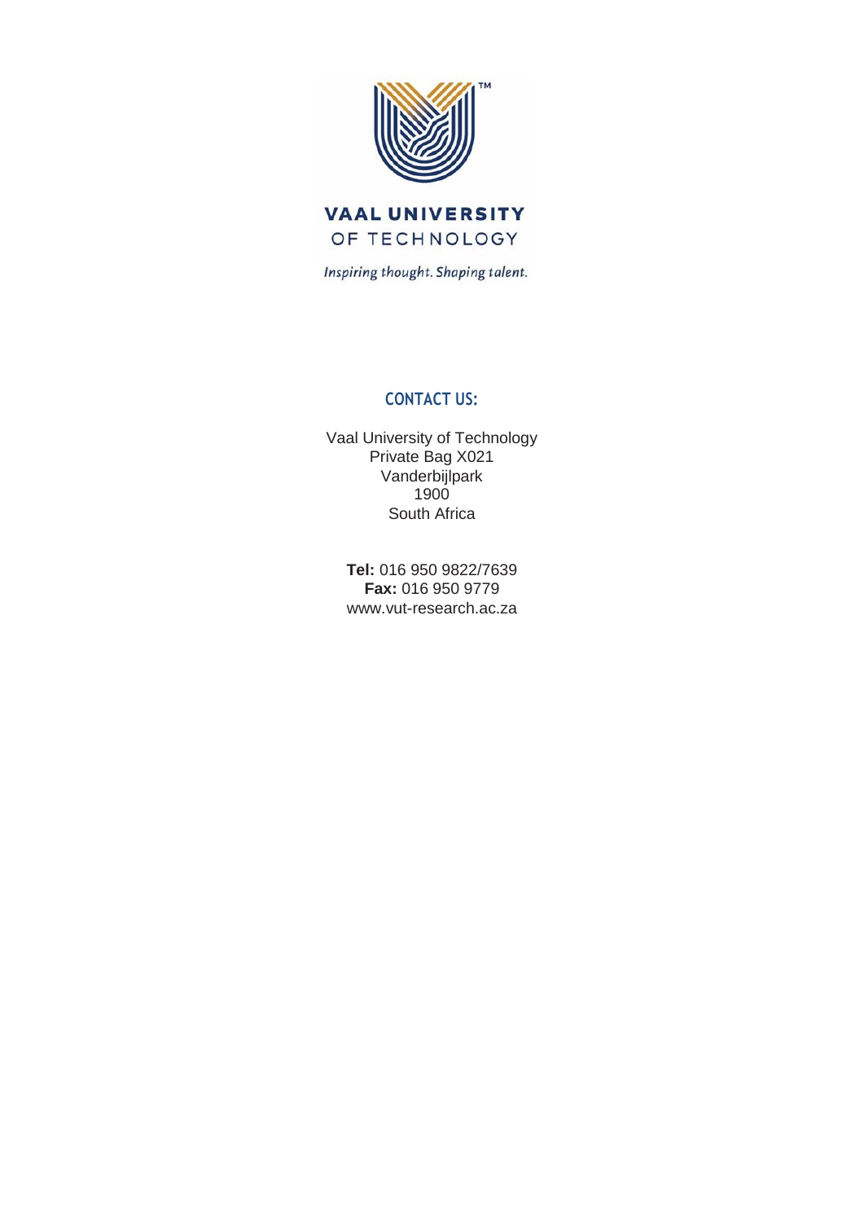**VAAL UNIVERSITY**
OF TECHNOLOGY

*Inspiring thought. Shaping talent.*

## CONTACT US:

Vaal University of Technology
Private Bag X021
Vanderbijlpark
1900
South Africa

**Tel:** 016 950 9822/7639
**Fax:** 016 950 9779
www.vut-research.ac.za